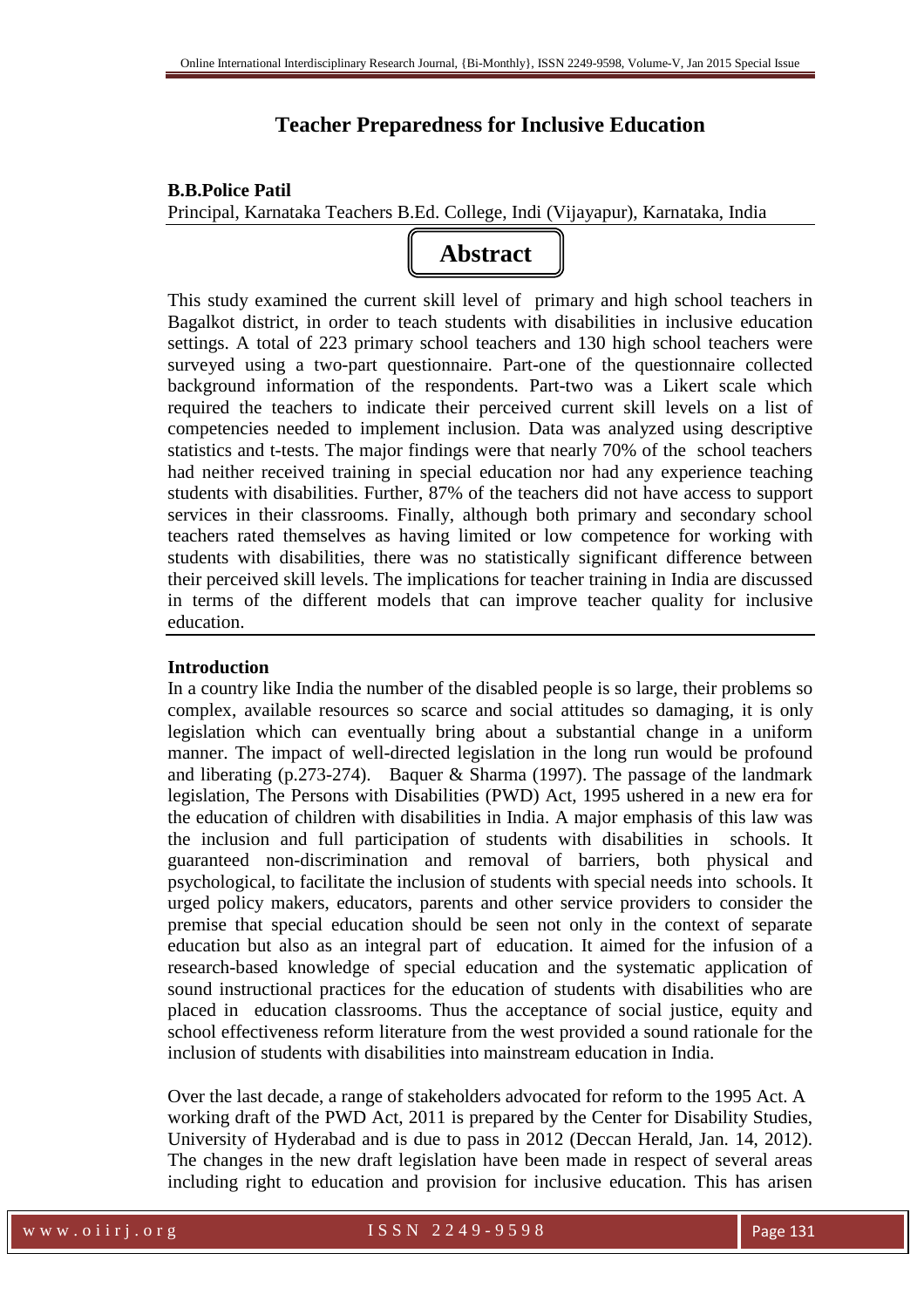# Teacher Preparedness for Inclusive Education

**B.B.Police Patil**

Principal, Karnataka Teachers B.Ed. College, Indi (Vijayapur), Karnataka, India

## Abstract

This study examined the current skill level of primary and high school teachers in Bagalkot district, in order to teach students with disabilities in inclusive education settings. A total of 223 primary school teachers and 130 high school teachers were surveyed using a two-part questionnaire. Part-one of the questionnaire collected background information of the respondents. Part-two was a Likert scale which required the teachers to indicate their perceived current skill levels on a list of competencies needed to implement inclusion. Data was analyzed using descriptive statistics and t-tests. The major findings were that nearly 70% of the school teachers had neither received training in special education nor had any experience teaching students with disabilities. Further, 87% of the teachers did not have access to support services in their classrooms. Finally, although both primary and secondary school teachers rated themselves as having limited or low competence for working with students with disabilities, there was no statistically significant difference between their perceived skill levels. The implications for teacher training in India are discussed in terms of the different models that can improve teacher quality for inclusive education.

**Introduction**

In a country like India the number of the disabled people is so large, their problems so complex, available resources so scarce and social attitudes so damaging, it is only legislation which can eventually bring about a substantial change in a uniform manner. The impact of well-directed legislation in the long run would be profound and liberating (p.273-274). Baquer & Sharma (1997). The passage of the landmark legislation, The Persons with Disabilities (PWD) Act, 1995 ushered in a new era for the education of children with disabilities in India. A major emphasis of this law was the inclusion and full participation of students with disabilities in schools. It guaranteed non-discrimination and removal of barriers, both physical and psychological, to facilitate the inclusion of students with special needs into schools. It urged policy makers, educators, parents and other service providers to consider the premise that special education should be seen not only in the context of separate education but also as an integral part of education. It aimed for the infusion of a research-based knowledge of special education and the systematic application of sound instructional practices for the education of students with disabilities who are placed in education classrooms. Thus the acceptance of social justice, equity and school effectiveness reform literature from the west provided a sound rationale for the inclusion of students with disabilities into mainstream education in India.

Over the last decade, a range of stakeholders advocated for reform to the 1995 Act. A working draft of the PWD Act, 2011 is prepared by the Center for Disability Studies, University of Hyderabad and is due to pass in 2012 (Deccan Herald, Jan. 14, 2012). The changes in the new draft legislation have been made in respect of several areas including right to education and provision for inclusive education. This has arisen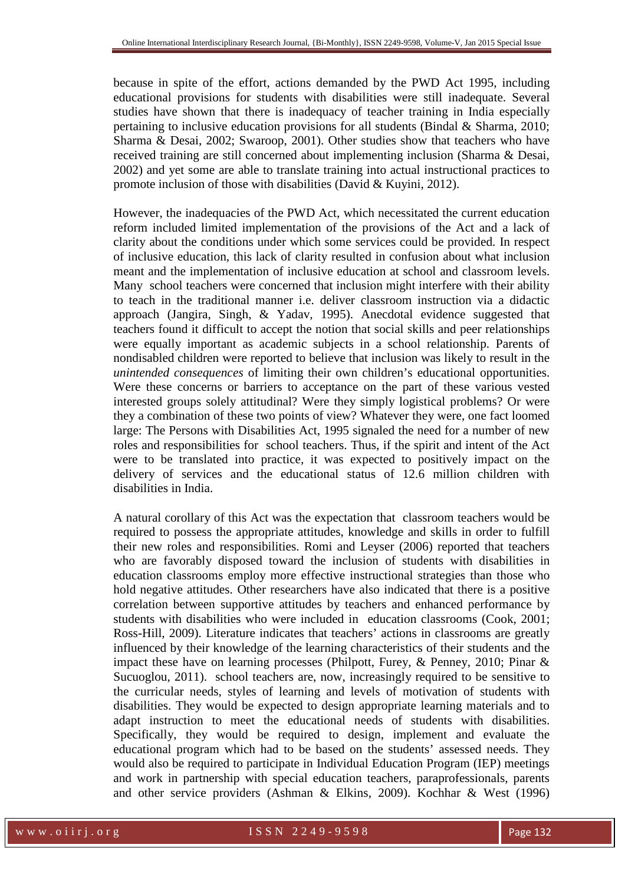because in spite of the effort, actions demanded by the PWD Act 1995, including educational provisions for students with disabilities were still inadequate. Several studies have shown that there is inadequacy of teacher training in India especially pertaining to inclusive education provisions for all students (Bindal & Sharma, 2010; Sharma & Desai, 2002; Swaroop, 2001). Other studies show that teachers who have received training are still concerned about implementing inclusion (Sharma & Desai, 2002) and yet some are able to translate training into actual instructional practices to promote inclusion of those with disabilities (David & Kuyini, 2012).

However, the inadequacies of the PWD Act, which necessitated the current education reform included limited implementation of the provisions of the Act and a lack of clarity about the conditions under which some services could be provided. In respect of inclusive education, this lack of clarity resulted in confusion about what inclusion meant and the implementation of inclusive education at school and classroom levels. Many school teachers were concerned that inclusion might interfere with their ability to teach in the traditional manner i.e. deliver classroom instruction via a didactic approach (Jangira, Singh, & Yadav, 1995). Anecdotal evidence suggested that teachers found it difficult to accept the notion that social skills and peer relationships were equally important as academic subjects in a school relationship. Parents of nondisabled children were reported to believe that inclusion was likely to result in the *unintended consequences* of limiting their own children's educational opportunities. Were these concerns or barriers to acceptance on the part of these various vested interested groups solely attitudinal? Were they simply logistical problems? Or were they a combination of these two points of view? Whatever they were, one fact loomed large: The Persons with Disabilities Act, 1995 signaled the need for a number of new roles and responsibilities for school teachers. Thus, if the spirit and intent of the Act were to be translated into practice, it was expected to positively impact on the delivery of services and the educational status of 12.6 million children with disabilities in India.

A natural corollary of this Act was the expectation that classroom teachers would be required to possess the appropriate attitudes, knowledge and skills in order to fulfill their new roles and responsibilities. Romi and Leyser (2006) reported that teachers who are favorably disposed toward the inclusion of students with disabilities in education classrooms employ more effective instructional strategies than those who hold negative attitudes. Other researchers have also indicated that there is a positive correlation between supportive attitudes by teachers and enhanced performance by students with disabilities who were included in education classrooms (Cook, 2001; Ross-Hill, 2009). Literature indicates that teachers' actions in classrooms are greatly influenced by their knowledge of the learning characteristics of their students and the impact these have on learning processes (Philpott, Furey, & Penney, 2010; Pinar & Sucuoglou, 2011). school teachers are, now, increasingly required to be sensitive to the curricular needs, styles of learning and levels of motivation of students with disabilities. They would be expected to design appropriate learning materials and to adapt instruction to meet the educational needs of students with disabilities. Specifically, they would be required to design, implement and evaluate the educational program which had to be based on the students' assessed needs. They would also be required to participate in Individual Education Program (IEP) meetings and work in partnership with special education teachers, paraprofessionals, parents and other service providers (Ashman & Elkins, 2009). Kochhar & West (1996)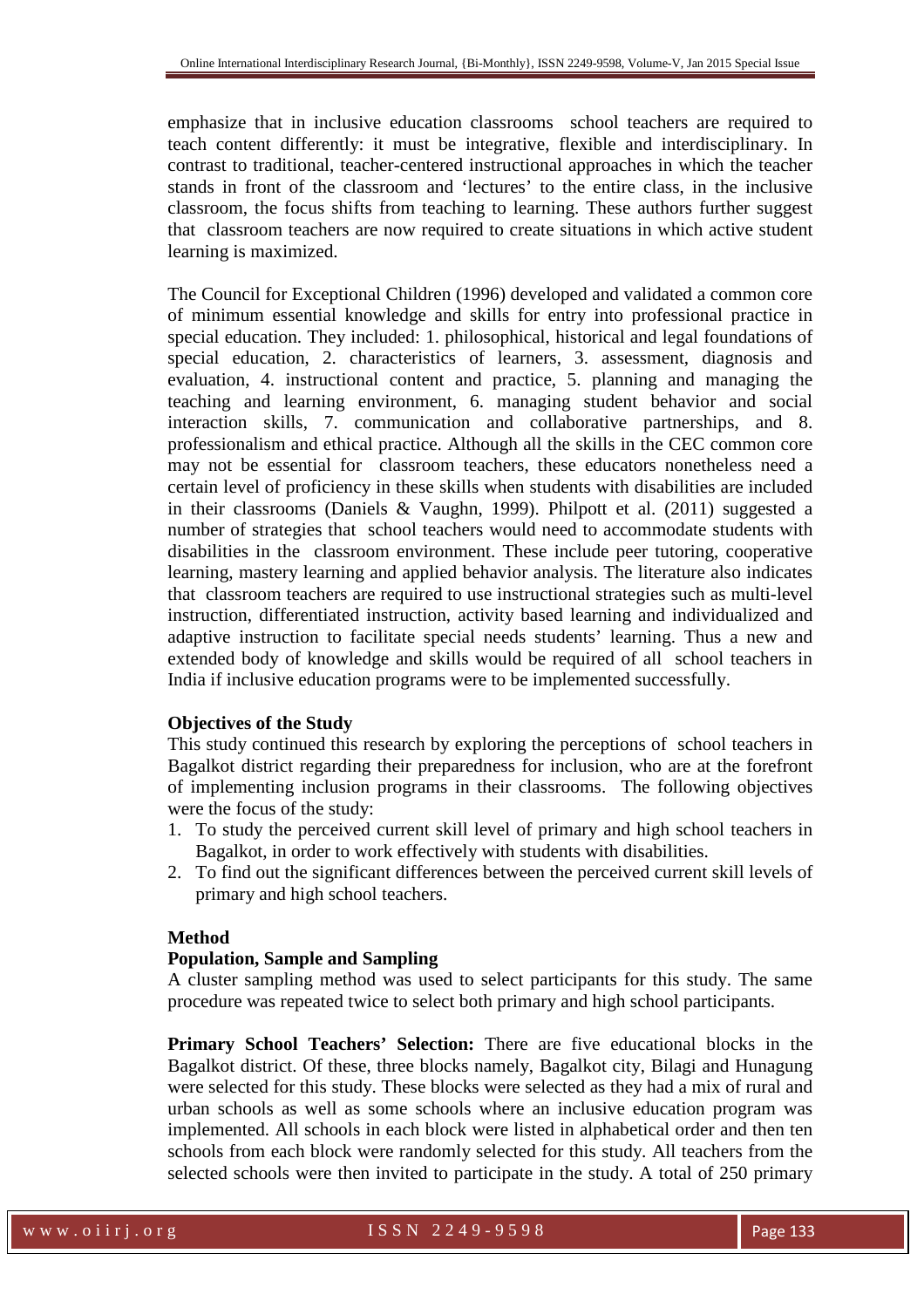emphasize that in inclusive education classrooms school teachers are required to teach content differently: it must be integrative, flexible and interdisciplinary. In contrast to traditional, teacher-centered instructional approaches in which the teacher stands in front of the classroom and 'lectures' to the entire class, in the inclusive classroom, the focus shifts from teaching to learning. These authors further suggest that classroom teachers are now required to create situations in which active student learning is maximized.

The Council for Exceptional Children (1996) developed and validated a common core of minimum essential knowledge and skills for entry into professional practice in special education. They included: 1. philosophical, historical and legal foundations of special education, 2. characteristics of learners, 3. assessment, diagnosis and evaluation, 4. instructional content and practice, 5. planning and managing the teaching and learning environment, 6. managing student behavior and social interaction skills, 7. communication and collaborative partnerships, and 8. professionalism and ethical practice. Although all the skills in the CEC common core may not be essential for classroom teachers, these educators nonetheless need a certain level of proficiency in these skills when students with disabilities are included in their classrooms (Daniels & Vaughn, 1999). Philpott et al. (2011) suggested a number of strategies that school teachers would need to accommodate students with disabilities in the classroom environment. These include peer tutoring, cooperative learning, mastery learning and applied behavior analysis. The literature also indicates that classroom teachers are required to use instructional strategies such as multi-level instruction, differentiated instruction, activity based learning and individualized and adaptive instruction to facilitate special needs students' learning. Thus a new and extended body of knowledge and skills would be required of all school teachers in India if inclusive education programs were to be implemented successfully.

## Objectives of the Study

This study continued this research by exploring the perceptions of school teachers in Bagalkot district regarding their preparedness for inclusion, who are at the forefront of implementing inclusion programs in their classrooms. The following objectives were the focus of the study:

1. To study the perceived current skill level of primary and high school teachers in Bagalkot, in order to work effectively with students with disabilities.
2. To find out the significant differences between the perceived current skill levels of primary and high school teachers.

## Method

### Population, Sample and Sampling

A cluster sampling method was used to select participants for this study. The same procedure was repeated twice to select both primary and high school participants.

**Primary School Teachers' Selection:** There are five educational blocks in the Bagalkot district. Of these, three blocks namely, Bagalkot city, Bilagi and Hunagung were selected for this study. These blocks were selected as they had a mix of rural and urban schools as well as some schools where an inclusive education program was implemented. All schools in each block were listed in alphabetical order and then ten schools from each block were randomly selected for this study. All teachers from the selected schools were then invited to participate in the study. A total of 250 primary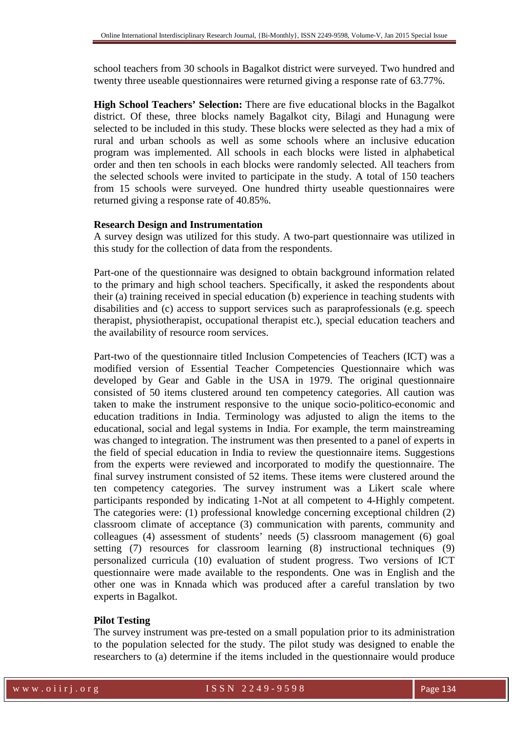school teachers from 30 schools in Bagalkot district were surveyed. Two hundred and twenty three useable questionnaires were returned giving a response rate of 63.77%.

**High School Teachers' Selection:** There are five educational blocks in the Bagalkot district. Of these, three blocks namely Bagalkot city, Bilagi and Hunagung were selected to be included in this study. These blocks were selected as they had a mix of rural and urban schools as well as some schools where an inclusive education program was implemented. All schools in each blocks were listed in alphabetical order and then ten schools in each blocks were randomly selected. All teachers from the selected schools were invited to participate in the study. A total of 150 teachers from 15 schools were surveyed. One hundred thirty useable questionnaires were returned giving a response rate of 40.85%.

**Research Design and Instrumentation**

A survey design was utilized for this study. A two-part questionnaire was utilized in this study for the collection of data from the respondents.

Part-one of the questionnaire was designed to obtain background information related to the primary and high school teachers. Specifically, it asked the respondents about their (a) training received in special education (b) experience in teaching students with disabilities and (c) access to support services such as paraprofessionals (e.g. speech therapist, physiotherapist, occupational therapist etc.), special education teachers and the availability of resource room services.

Part-two of the questionnaire titled Inclusion Competencies of Teachers (ICT) was a modified version of Essential Teacher Competencies Questionnaire which was developed by Gear and Gable in the USA in 1979. The original questionnaire consisted of 50 items clustered around ten competency categories. All caution was taken to make the instrument responsive to the unique socio-politico-economic and education traditions in India. Terminology was adjusted to align the items to the educational, social and legal systems in India. For example, the term mainstreaming was changed to integration. The instrument was then presented to a panel of experts in the field of special education in India to review the questionnaire items. Suggestions from the experts were reviewed and incorporated to modify the questionnaire. The final survey instrument consisted of 52 items. These items were clustered around the ten competency categories. The survey instrument was a Likert scale where participants responded by indicating 1-Not at all competent to 4-Highly competent. The categories were: (1) professional knowledge concerning exceptional children (2) classroom climate of acceptance (3) communication with parents, community and colleagues (4) assessment of students' needs (5) classroom management (6) goal setting (7) resources for classroom learning (8) instructional techniques (9) personalized curricula (10) evaluation of student progress. Two versions of ICT questionnaire were made available to the respondents. One was in English and the other one was in Knnada which was produced after a careful translation by two experts in Bagalkot.

**Pilot Testing**

The survey instrument was pre-tested on a small population prior to its administration to the population selected for the study. The pilot study was designed to enable the researchers to (a) determine if the items included in the questionnaire would produce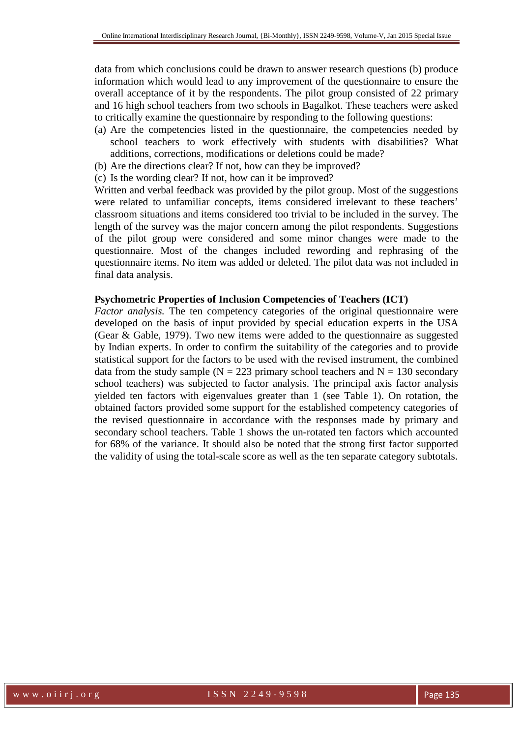data from which conclusions could be drawn to answer research questions (b) produce information which would lead to any improvement of the questionnaire to ensure the overall acceptance of it by the respondents. The pilot group consisted of 22 primary and 16 high school teachers from two schools in Bagalkot. These teachers were asked to critically examine the questionnaire by responding to the following questions:

(a) Are the competencies listed in the questionnaire, the competencies needed by school teachers to work effectively with students with disabilities? What additions, corrections, modifications or deletions could be made?
(b) Are the directions clear? If not, how can they be improved?
(c) Is the wording clear? If not, how can it be improved?

Written and verbal feedback was provided by the pilot group. Most of the suggestions were related to unfamiliar concepts, items considered irrelevant to these teachers' classroom situations and items considered too trivial to be included in the survey. The length of the survey was the major concern among the pilot respondents. Suggestions of the pilot group were considered and some minor changes were made to the questionnaire. Most of the changes included rewording and rephrasing of the questionnaire items. No item was added or deleted. The pilot data was not included in final data analysis.

**Psychometric Properties of Inclusion Competencies of Teachers (ICT)**

*Factor analysis.* The ten competency categories of the original questionnaire were developed on the basis of input provided by special education experts in the USA (Gear & Gable, 1979). Two new items were added to the questionnaire as suggested by Indian experts. In order to confirm the suitability of the categories and to provide statistical support for the factors to be used with the revised instrument, the combined data from the study sample ($N = 223$ primary school teachers and $N = 130$ secondary school teachers) was subjected to factor analysis. The principal axis factor analysis yielded ten factors with eigenvalues greater than 1 (see Table 1). On rotation, the obtained factors provided some support for the established competency categories of the revised questionnaire in accordance with the responses made by primary and secondary school teachers. Table 1 shows the un-rotated ten factors which accounted for 68% of the variance. It should also be noted that the strong first factor supported the validity of using the total-scale score as well as the ten separate category subtotals.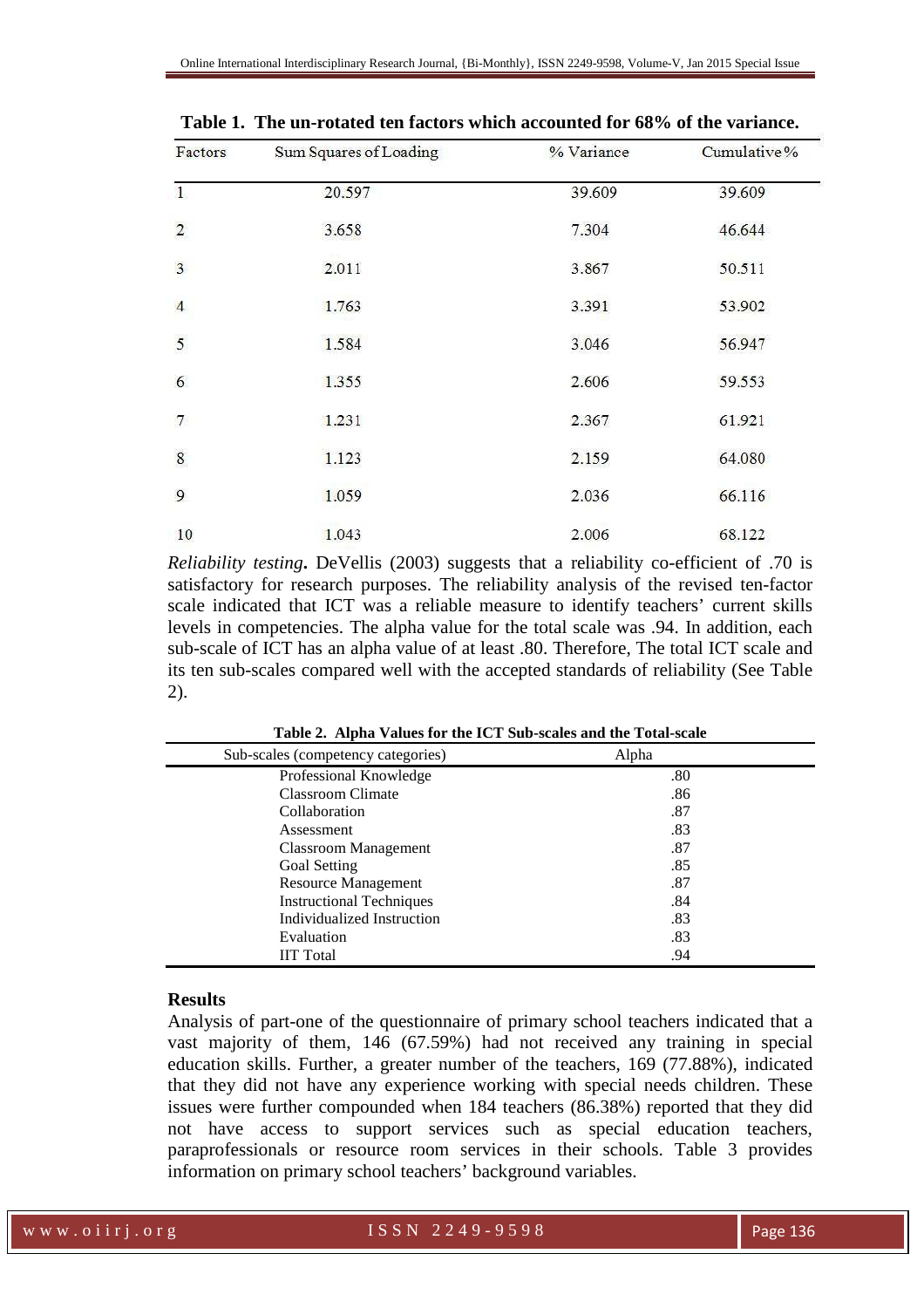**Table 1. The un-rotated ten factors which accounted for 68% of the variance.**

| Factors | Sum Squares of Loading | % Variance | Cumulative % |
|---|---|---|---|
| 1 | 20.597 | 39.609 | 39.609 |
| 2 | 3.658 | 7.304 | 46.644 |
| 3 | 2.011 | 3.867 | 50.511 |
| 4 | 1.763 | 3.391 | 53.902 |
| 5 | 1.584 | 3.046 | 56.947 |
| 6 | 1.355 | 2.606 | 59.553 |
| 7 | 1.231 | 2.367 | 61.921 |
| 8 | 1.123 | 2.159 | 64.080 |
| 9 | 1.059 | 2.036 | 66.116 |
| 10 | 1.043 | 2.006 | 68.122 |

*Reliability testing***.** DeVellis (2003) suggests that a reliability co-efficient of .70 is satisfactory for research purposes. The reliability analysis of the revised ten-factor scale indicated that ICT was a reliable measure to identify teachers' current skills levels in competencies. The alpha value for the total scale was .94. In addition, each sub-scale of ICT has an alpha value of at least .80. Therefore, The total ICT scale and its ten sub-scales compared well with the accepted standards of reliability (See Table 2).

**Table 2. Alpha Values for the ICT Sub-scales and the Total-scale**

| Sub-scales (competency categories) | Alpha |
|---|---|
| Professional Knowledge | .80 |
| Classroom Climate | .86 |
| Collaboration | .87 |
| Assessment | .83 |
| Classroom Management | .87 |
| Goal Setting | .85 |
| Resource Management | .87 |
| Instructional Techniques | .84 |
| Individualized Instruction | .83 |
| Evaluation | .83 |
| IIT Total | .94 |

## Results

Analysis of part-one of the questionnaire of primary school teachers indicated that a vast majority of them, 146 (67.59%) had not received any training in special education skills. Further, a greater number of the teachers, 169 (77.88%), indicated that they did not have any experience working with special needs children. These issues were further compounded when 184 teachers (86.38%) reported that they did not have access to support services such as special education teachers, paraprofessionals or resource room services in their schools. Table 3 provides information on primary school teachers' background variables.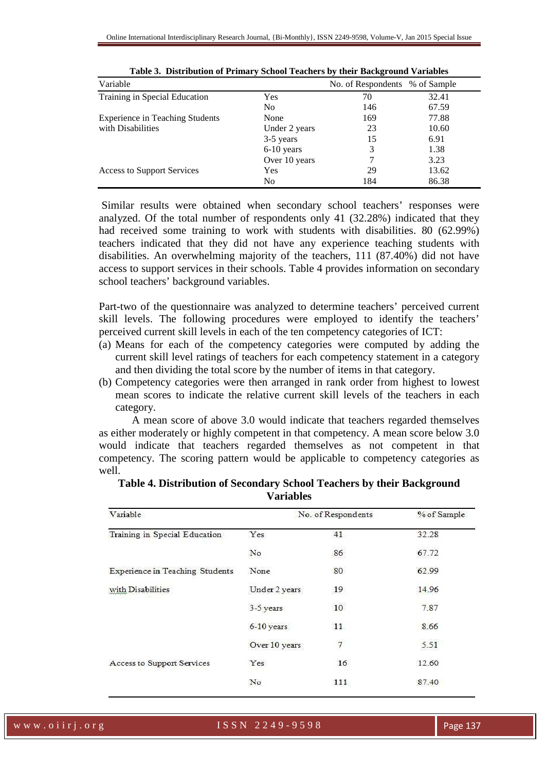**Table 3. Distribution of Primary School Teachers by their Background Variables**

| Variable | | No. of Respondents | % of Sample |
|---|---|---|---|
| Training in Special Education | Yes | 70 | 32.41 |
| | No | 146 | 67.59 |
| Experience in Teaching Students with Disabilities | None | 169 | 77.88 |
| | Under 2 years | 23 | 10.60 |
| | 3-5 years | 15 | 6.91 |
| | 6-10 years | 3 | 1.38 |
| | Over 10 years | 7 | 3.23 |
| Access to Support Services | Yes | 29 | 13.62 |
| | No | 184 | 86.38 |

Similar results were obtained when secondary school teachers' responses were analyzed. Of the total number of respondents only 41 (32.28%) indicated that they had received some training to work with students with disabilities. 80 (62.99%) teachers indicated that they did not have any experience teaching students with disabilities. An overwhelming majority of the teachers, 111 (87.40%) did not have access to support services in their schools. Table 4 provides information on secondary school teachers' background variables.

Part-two of the questionnaire was analyzed to determine teachers' perceived current skill levels. The following procedures were employed to identify the teachers' perceived current skill levels in each of the ten competency categories of ICT:

(a) Means for each of the competency categories were computed by adding the current skill level ratings of teachers for each competency statement in a category and then dividing the total score by the number of items in that category.

(b) Competency categories were then arranged in rank order from highest to lowest mean scores to indicate the relative current skill levels of the teachers in each category.

A mean score of above 3.0 would indicate that teachers regarded themselves as either moderately or highly competent in that competency. A mean score below 3.0 would indicate that teachers regarded themselves as not competent in that competency. The scoring pattern would be applicable to competency categories as well.

**Table 4. Distribution of Secondary School Teachers by their Background Variables**

| Variable | | No. of Respondents | % of Sample |
|---|---|---|---|
| Training in Special Education | Yes | 41 | 32.28 |
| | No | 86 | 67.72 |
| Experience in Teaching Students with Disabilities | None | 80 | 62.99 |
| | Under 2 years | 19 | 14.96 |
| | 3-5 years | 10 | 7.87 |
| | 6-10 years | 11 | 8.66 |
| | Over 10 years | 7 | 5.51 |
| Access to Support Services | Yes | 16 | 12.60 |
| | No | 111 | 87.40 |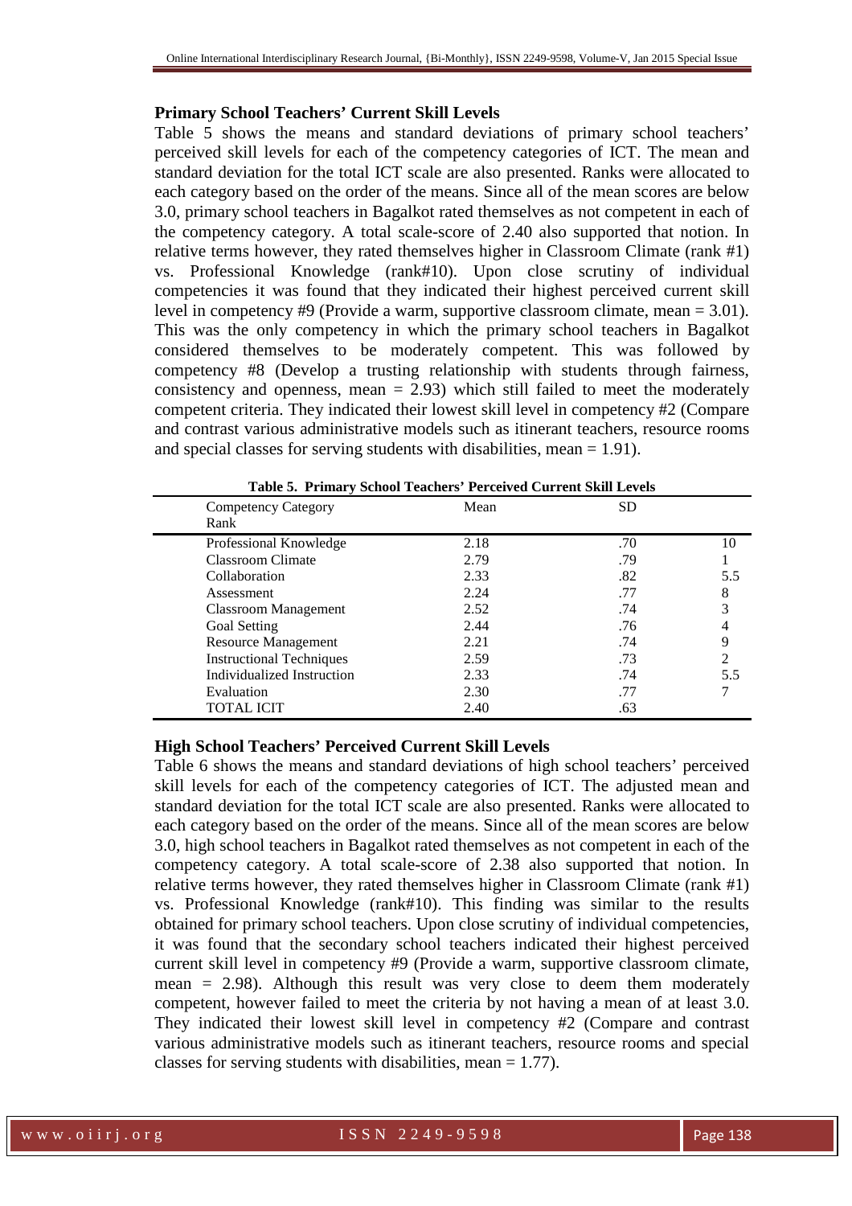### Primary School Teachers' Current Skill Levels

Table 5 shows the means and standard deviations of primary school teachers' perceived skill levels for each of the competency categories of ICT. The mean and standard deviation for the total ICT scale are also presented. Ranks were allocated to each category based on the order of the means. Since all of the mean scores are below 3.0, primary school teachers in Bagalkot rated themselves as not competent in each of the competency category. A total scale-score of 2.40 also supported that notion. In relative terms however, they rated themselves higher in Classroom Climate (rank #1) vs. Professional Knowledge (rank#10). Upon close scrutiny of individual competencies it was found that they indicated their highest perceived current skill level in competency #9 (Provide a warm, supportive classroom climate, mean = 3.01). This was the only competency in which the primary school teachers in Bagalkot considered themselves to be moderately competent. This was followed by competency #8 (Develop a trusting relationship with students through fairness, consistency and openness, mean = 2.93) which still failed to meet the moderately competent criteria. They indicated their lowest skill level in competency #2 (Compare and contrast various administrative models such as itinerant teachers, resource rooms and special classes for serving students with disabilities, mean = 1.91).

**Table 5. Primary School Teachers' Perceived Current Skill Levels**

| Competency Category | Mean | SD | Rank |
|---|---|---|---|
| Professional Knowledge | 2.18 | .70 | 10 |
| Classroom Climate | 2.79 | .79 | 1 |
| Collaboration | 2.33 | .82 | 5.5 |
| Assessment | 2.24 | .77 | 8 |
| Classroom Management | 2.52 | .74 | 3 |
| Goal Setting | 2.44 | .76 | 4 |
| Resource Management | 2.21 | .74 | 9 |
| Instructional Techniques | 2.59 | .73 | 2 |
| Individualized Instruction | 2.33 | .74 | 5.5 |
| Evaluation | 2.30 | .77 | 7 |
| TOTAL ICIT | 2.40 | .63 | |

### High School Teachers' Perceived Current Skill Levels

Table 6 shows the means and standard deviations of high school teachers' perceived skill levels for each of the competency categories of ICT. The adjusted mean and standard deviation for the total ICT scale are also presented. Ranks were allocated to each category based on the order of the means. Since all of the mean scores are below 3.0, high school teachers in Bagalkot rated themselves as not competent in each of the competency category. A total scale-score of 2.38 also supported that notion. In relative terms however, they rated themselves higher in Classroom Climate (rank #1) vs. Professional Knowledge (rank#10). This finding was similar to the results obtained for primary school teachers. Upon close scrutiny of individual competencies, it was found that the secondary school teachers indicated their highest perceived current skill level in competency #9 (Provide a warm, supportive classroom climate, mean = 2.98). Although this result was very close to deem them moderately competent, however failed to meet the criteria by not having a mean of at least 3.0. They indicated their lowest skill level in competency #2 (Compare and contrast various administrative models such as itinerant teachers, resource rooms and special classes for serving students with disabilities, mean = 1.77).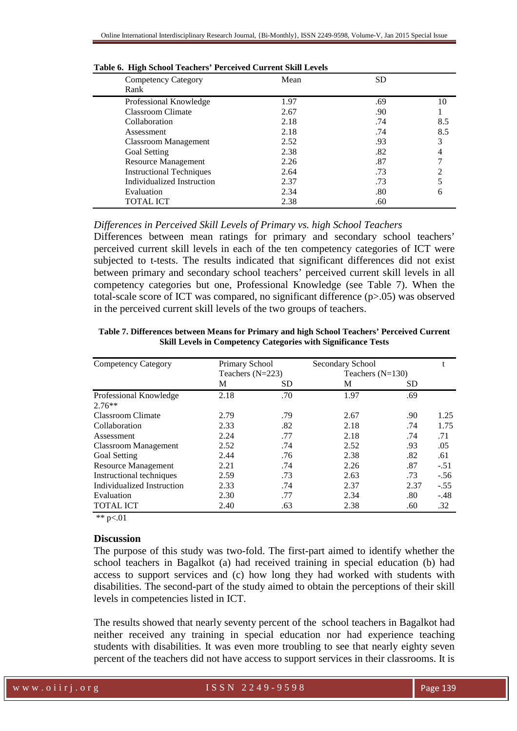**Table 6. High School Teachers' Perceived Current Skill Levels**

| Competency Category | Mean | SD | Rank |
|---|---|---|---|
| Professional Knowledge | 1.97 | .69 | 10 |
| Classroom Climate | 2.67 | .90 | 1 |
| Collaboration | 2.18 | .74 | 8.5 |
| Assessment | 2.18 | .74 | 8.5 |
| Classroom Management | 2.52 | .93 | 3 |
| Goal Setting | 2.38 | .82 | 4 |
| Resource Management | 2.26 | .87 | 7 |
| Instructional Techniques | 2.64 | .73 | 2 |
| Individualized Instruction | 2.37 | .73 | 5 |
| Evaluation | 2.34 | .80 | 6 |
| TOTAL ICT | 2.38 | .60 | |

*Differences in Perceived Skill Levels of Primary vs. high School Teachers*

Differences between mean ratings for primary and secondary school teachers' perceived current skill levels in each of the ten competency categories of ICT were subjected to t-tests. The results indicated that significant differences did not exist between primary and secondary school teachers' perceived current skill levels in all competency categories but one, Professional Knowledge (see Table 7). When the total-scale score of ICT was compared, no significant difference (p>.05) was observed in the perceived current skill levels of the two groups of teachers.

**Table 7. Differences between Means for Primary and high School Teachers' Perceived Current Skill Levels in Competency Categories with Significance Tests**

| Competency Category | Primary School Teachers (N=223) | | Secondary School Teachers (N=130) | | t |
|---|---|---|---|---|---|
| | M | SD | M | SD | |
| Professional Knowledge | 2.18 | .70 | 1.97 | .69 | 2.76** |
| Classroom Climate | 2.79 | .79 | 2.67 | .90 | 1.25 |
| Collaboration | 2.33 | .82 | 2.18 | .74 | 1.75 |
| Assessment | 2.24 | .77 | 2.18 | .74 | .71 |
| Classroom Management | 2.52 | .74 | 2.52 | .93 | .05 |
| Goal Setting | 2.44 | .76 | 2.38 | .82 | .61 |
| Resource Management | 2.21 | .74 | 2.26 | .87 | -.51 |
| Instructional techniques | 2.59 | .73 | 2.63 | .73 | -.56 |
| Individualized Instruction | 2.33 | .74 | 2.37 | 2.37 | -.55 |
| Evaluation | 2.30 | .77 | 2.34 | .80 | -.48 |
| TOTAL ICT | 2.40 | .63 | 2.38 | .60 | .32 |

** p<.01

## Discussion

The purpose of this study was two-fold. The first-part aimed to identify whether the school teachers in Bagalkot (a) had received training in special education (b) had access to support services and (c) how long they had worked with students with disabilities. The second-part of the study aimed to obtain the perceptions of their skill levels in competencies listed in ICT.

The results showed that nearly seventy percent of the school teachers in Bagalkot had neither received any training in special education nor had experience teaching students with disabilities. It was even more troubling to see that nearly eighty seven percent of the teachers did not have access to support services in their classrooms. It is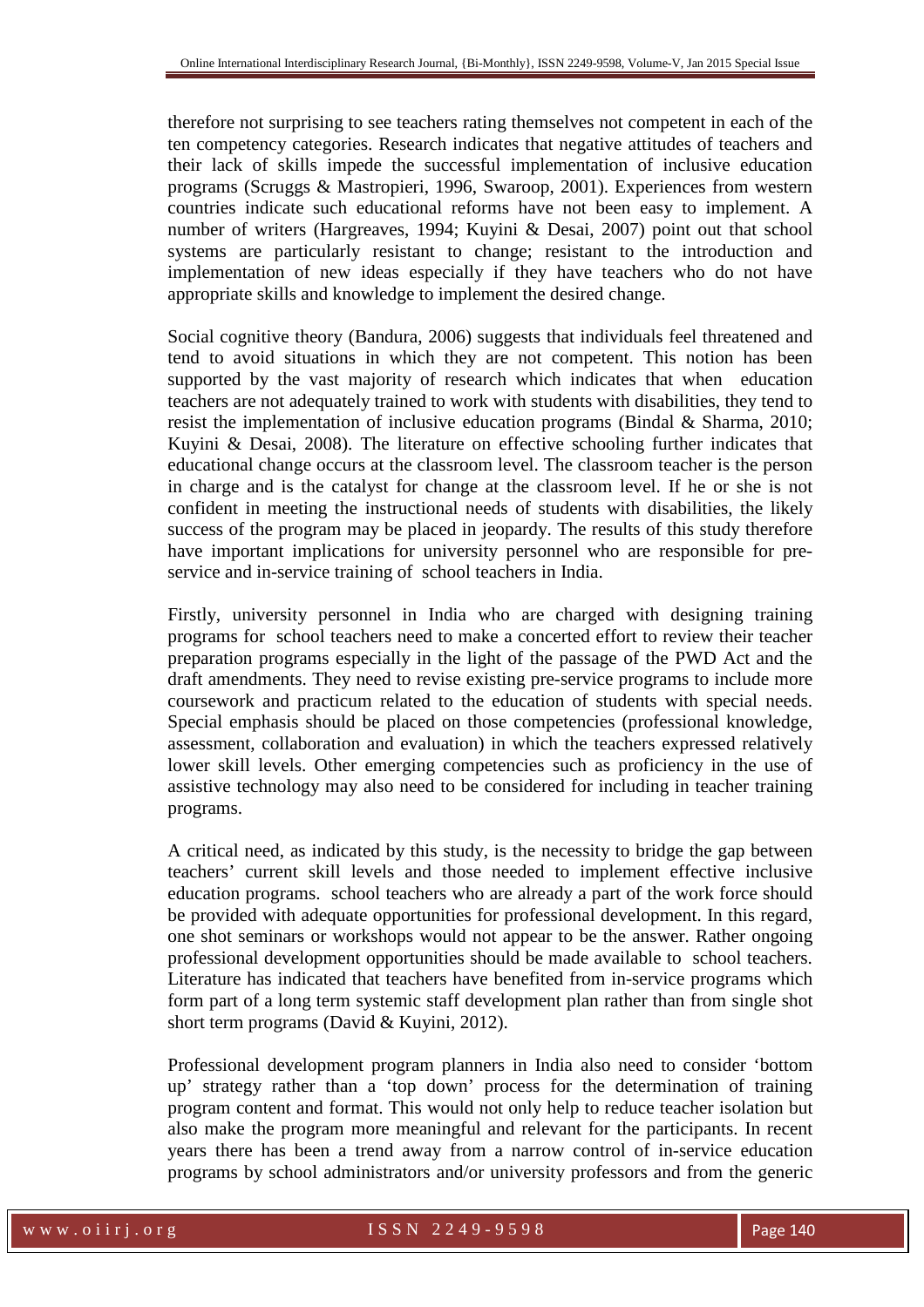therefore not surprising to see teachers rating themselves not competent in each of the ten competency categories. Research indicates that negative attitudes of teachers and their lack of skills impede the successful implementation of inclusive education programs (Scruggs & Mastropieri, 1996, Swaroop, 2001). Experiences from western countries indicate such educational reforms have not been easy to implement. A number of writers (Hargreaves, 1994; Kuyini & Desai, 2007) point out that school systems are particularly resistant to change; resistant to the introduction and implementation of new ideas especially if they have teachers who do not have appropriate skills and knowledge to implement the desired change.

Social cognitive theory (Bandura, 2006) suggests that individuals feel threatened and tend to avoid situations in which they are not competent. This notion has been supported by the vast majority of research which indicates that when education teachers are not adequately trained to work with students with disabilities, they tend to resist the implementation of inclusive education programs (Bindal & Sharma, 2010; Kuyini & Desai, 2008). The literature on effective schooling further indicates that educational change occurs at the classroom level. The classroom teacher is the person in charge and is the catalyst for change at the classroom level. If he or she is not confident in meeting the instructional needs of students with disabilities, the likely success of the program may be placed in jeopardy. The results of this study therefore have important implications for university personnel who are responsible for pre-service and in-service training of school teachers in India.

Firstly, university personnel in India who are charged with designing training programs for school teachers need to make a concerted effort to review their teacher preparation programs especially in the light of the passage of the PWD Act and the draft amendments. They need to revise existing pre-service programs to include more coursework and practicum related to the education of students with special needs. Special emphasis should be placed on those competencies (professional knowledge, assessment, collaboration and evaluation) in which the teachers expressed relatively lower skill levels. Other emerging competencies such as proficiency in the use of assistive technology may also need to be considered for including in teacher training programs.

A critical need, as indicated by this study, is the necessity to bridge the gap between teachers' current skill levels and those needed to implement effective inclusive education programs. school teachers who are already a part of the work force should be provided with adequate opportunities for professional development. In this regard, one shot seminars or workshops would not appear to be the answer. Rather ongoing professional development opportunities should be made available to school teachers. Literature has indicated that teachers have benefited from in-service programs which form part of a long term systemic staff development plan rather than from single shot short term programs (David & Kuyini, 2012).

Professional development program planners in India also need to consider 'bottom up' strategy rather than a 'top down' process for the determination of training program content and format. This would not only help to reduce teacher isolation but also make the program more meaningful and relevant for the participants. In recent years there has been a trend away from a narrow control of in-service education programs by school administrators and/or university professors and from the generic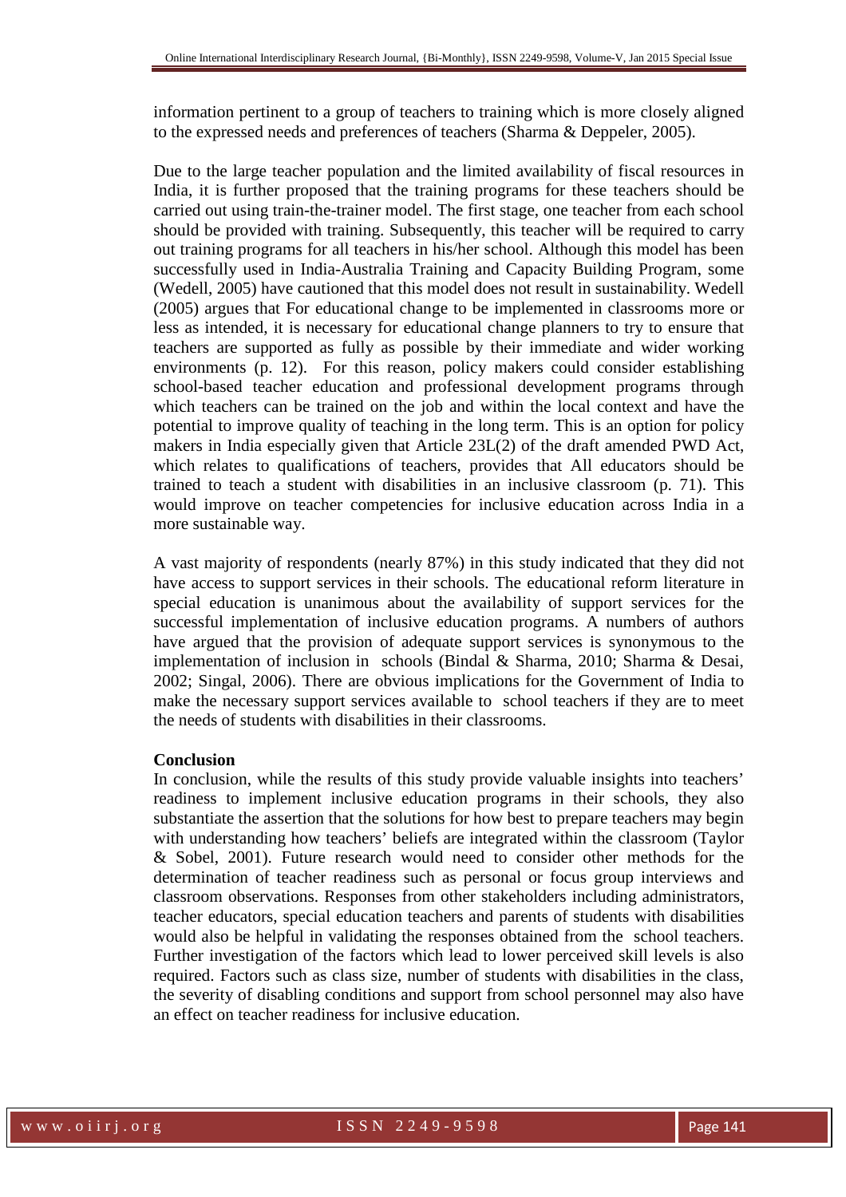information pertinent to a group of teachers to training which is more closely aligned to the expressed needs and preferences of teachers (Sharma & Deppeler, 2005).

Due to the large teacher population and the limited availability of fiscal resources in India, it is further proposed that the training programs for these teachers should be carried out using train-the-trainer model. The first stage, one teacher from each school should be provided with training. Subsequently, this teacher will be required to carry out training programs for all teachers in his/her school. Although this model has been successfully used in India-Australia Training and Capacity Building Program, some (Wedell, 2005) have cautioned that this model does not result in sustainability. Wedell (2005) argues that For educational change to be implemented in classrooms more or less as intended, it is necessary for educational change planners to try to ensure that teachers are supported as fully as possible by their immediate and wider working environments (p. 12). For this reason, policy makers could consider establishing school-based teacher education and professional development programs through which teachers can be trained on the job and within the local context and have the potential to improve quality of teaching in the long term. This is an option for policy makers in India especially given that Article 23L(2) of the draft amended PWD Act, which relates to qualifications of teachers, provides that All educators should be trained to teach a student with disabilities in an inclusive classroom (p. 71). This would improve on teacher competencies for inclusive education across India in a more sustainable way.

A vast majority of respondents (nearly 87%) in this study indicated that they did not have access to support services in their schools. The educational reform literature in special education is unanimous about the availability of support services for the successful implementation of inclusive education programs. A numbers of authors have argued that the provision of adequate support services is synonymous to the implementation of inclusion in schools (Bindal & Sharma, 2010; Sharma & Desai, 2002; Singal, 2006). There are obvious implications for the Government of India to make the necessary support services available to school teachers if they are to meet the needs of students with disabilities in their classrooms.

**Conclusion**

In conclusion, while the results of this study provide valuable insights into teachers' readiness to implement inclusive education programs in their schools, they also substantiate the assertion that the solutions for how best to prepare teachers may begin with understanding how teachers' beliefs are integrated within the classroom (Taylor & Sobel, 2001). Future research would need to consider other methods for the determination of teacher readiness such as personal or focus group interviews and classroom observations. Responses from other stakeholders including administrators, teacher educators, special education teachers and parents of students with disabilities would also be helpful in validating the responses obtained from the school teachers. Further investigation of the factors which lead to lower perceived skill levels is also required. Factors such as class size, number of students with disabilities in the class, the severity of disabling conditions and support from school personnel may also have an effect on teacher readiness for inclusive education.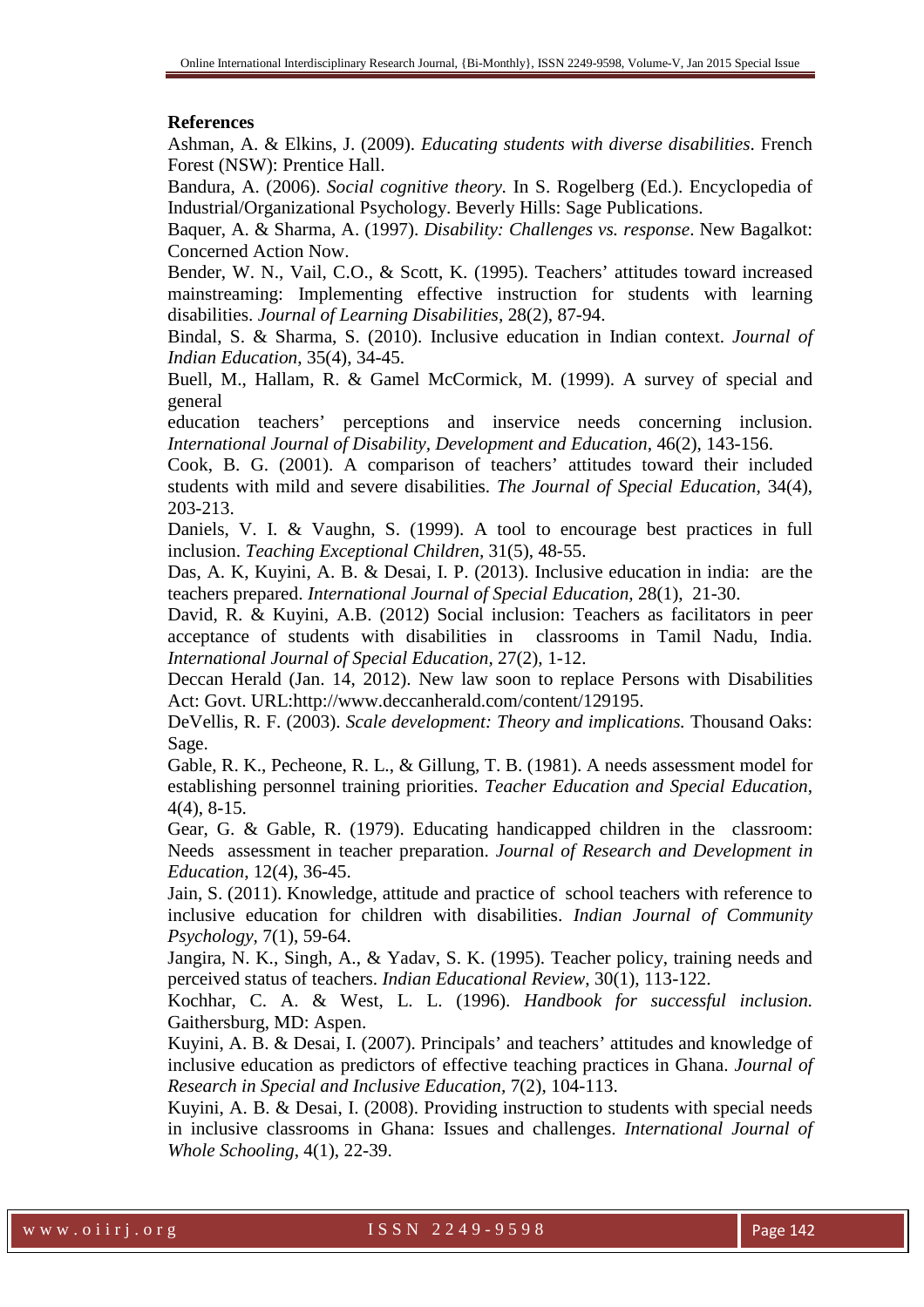**References**

Ashman, A. & Elkins, J. (2009). *Educating students with diverse disabilities*. French Forest (NSW): Prentice Hall.

Bandura, A. (2006). *Social cognitive theory.* In S. Rogelberg (Ed.). Encyclopedia of Industrial/Organizational Psychology. Beverly Hills: Sage Publications.

Baquer, A. & Sharma, A. (1997). *Disability: Challenges vs. response*. New Bagalkot: Concerned Action Now.

Bender, W. N., Vail, C.O., & Scott, K. (1995). Teachers' attitudes toward increased mainstreaming: Implementing effective instruction for students with learning disabilities. *Journal of Learning Disabilities,* 28(2), 87-94.

Bindal, S. & Sharma, S. (2010). Inclusive education in Indian context. *Journal of Indian Education*, 35(4), 34-45.

Buell, M., Hallam, R. & Gamel McCormick, M. (1999). A survey of special and general education teachers' perceptions and inservice needs concerning inclusion. *International Journal of Disability, Development and Education*, 46(2), 143-156.

Cook, B. G. (2001). A comparison of teachers' attitudes toward their included students with mild and severe disabilities. *The Journal of Special Education*, 34(4), 203-213.

Daniels, V. I. & Vaughn, S. (1999). A tool to encourage best practices in full inclusion. *Teaching Exceptional Children,* 31(5), 48-55.

Das, A. K, Kuyini, A. B. & Desai, I. P. (2013). Inclusive education in india: are the teachers prepared. *International Journal of Special Education,* 28(1), 21-30.

David, R. & Kuyini, A.B. (2012) Social inclusion: Teachers as facilitators in peer acceptance of students with disabilities in classrooms in Tamil Nadu, India. *International Journal of Special Education,* 27(2), 1-12.

Deccan Herald (Jan. 14, 2012). New law soon to replace Persons with Disabilities Act: Govt. URL:http://www.deccanherald.com/content/129195.

DeVellis, R. F. (2003). *Scale development: Theory and implications.* Thousand Oaks: Sage.

Gable, R. K., Pecheone, R. L., & Gillung, T. B. (1981). A needs assessment model for establishing personnel training priorities. *Teacher Education and Special Education*, 4(4), 8-15.

Gear, G. & Gable, R. (1979). Educating handicapped children in the classroom: Needs assessment in teacher preparation. *Journal of Research and Development in Education*, 12(4), 36-45.

Jain, S. (2011). Knowledge, attitude and practice of school teachers with reference to inclusive education for children with disabilities. *Indian Journal of Community Psychology,* 7(1), 59-64.

Jangira, N. K., Singh, A., & Yadav, S. K. (1995). Teacher policy, training needs and perceived status of teachers. *Indian Educational Review*, 30(1), 113-122.

Kochhar, C. A. & West, L. L. (1996). *Handbook for successful inclusion.* Gaithersburg, MD: Aspen.

Kuyini, A. B. & Desai, I. (2007). Principals' and teachers' attitudes and knowledge of inclusive education as predictors of effective teaching practices in Ghana. *Journal of Research in Special and Inclusive Education,* 7(2), 104-113.

Kuyini, A. B. & Desai, I. (2008). Providing instruction to students with special needs in inclusive classrooms in Ghana: Issues and challenges. *International Journal of Whole Schooling*, 4(1), 22-39.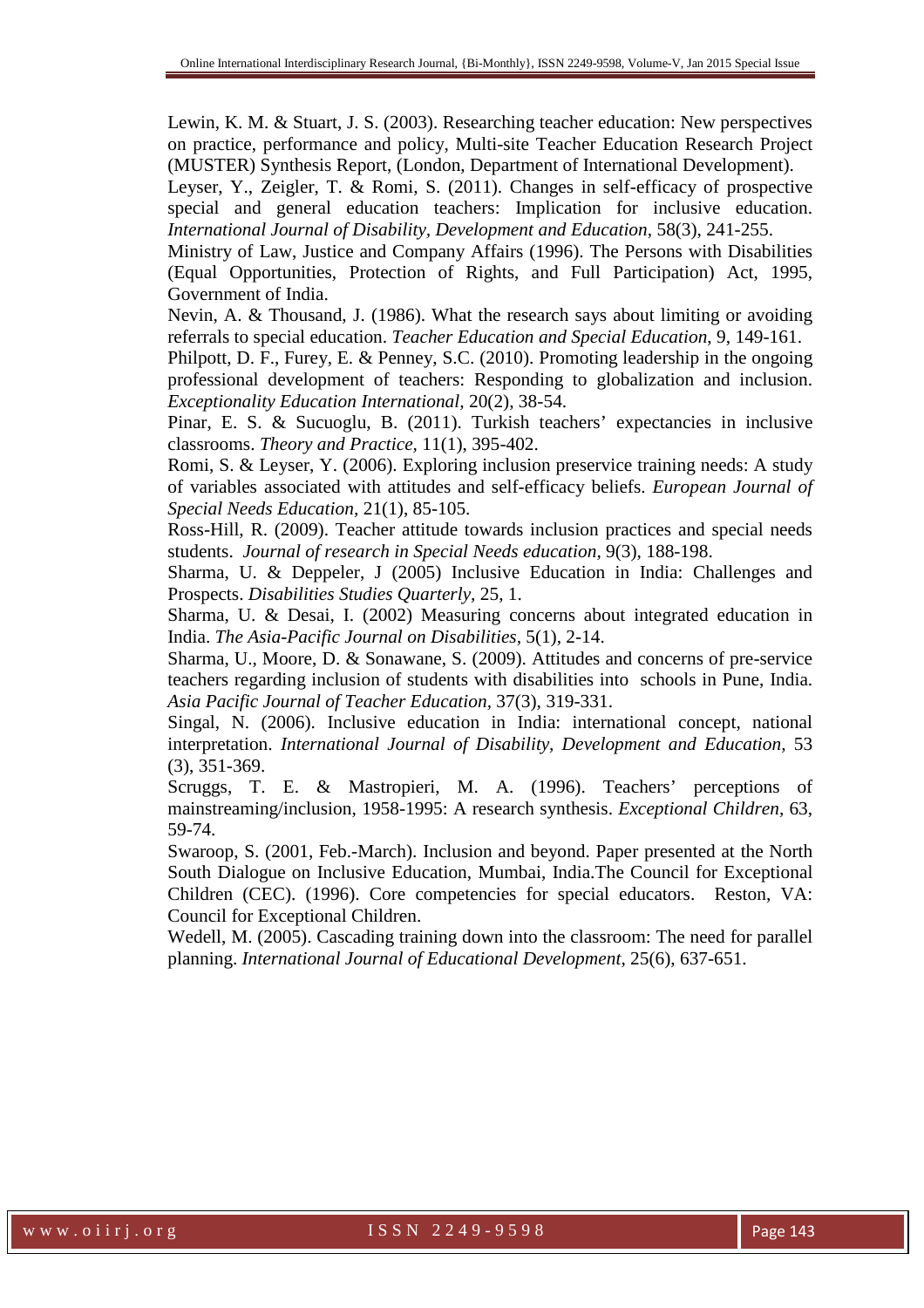Lewin, K. M. & Stuart, J. S. (2003). Researching teacher education: New perspectives on practice, performance and policy, Multi-site Teacher Education Research Project (MUSTER) Synthesis Report, (London, Department of International Development).

Leyser, Y., Zeigler, T. & Romi, S. (2011). Changes in self-efficacy of prospective special and general education teachers: Implication for inclusive education. *International Journal of Disability, Development and Education*, 58(3), 241-255.

Ministry of Law, Justice and Company Affairs (1996). The Persons with Disabilities (Equal Opportunities, Protection of Rights, and Full Participation) Act, 1995, Government of India.

Nevin, A. & Thousand, J. (1986). What the research says about limiting or avoiding referrals to special education. *Teacher Education and Special Education,* 9, 149-161.

Philpott, D. F., Furey, E. & Penney, S.C. (2010). Promoting leadership in the ongoing professional development of teachers: Responding to globalization and inclusion. *Exceptionality Education International,* 20(2), 38-54.

Pinar, E. S. & Sucuoglu, B. (2011). Turkish teachers' expectancies in inclusive classrooms. *Theory and Practice,* 11(1), 395-402.

Romi, S. & Leyser, Y. (2006). Exploring inclusion preservice training needs: A study of variables associated with attitudes and self-efficacy beliefs. *European Journal of Special Needs Education,* 21(1), 85-105.

Ross-Hill, R. (2009). Teacher attitude towards inclusion practices and special needs students. *Journal of research in Special Needs education,* 9(3), 188-198.

Sharma, U. & Deppeler, J (2005) Inclusive Education in India: Challenges and Prospects. *Disabilities Studies Quarterly,* 25, 1.

Sharma, U. & Desai, I. (2002) Measuring concerns about integrated education in India. *The Asia-Pacific Journal on Disabilities,* 5(1), 2-14.

Sharma, U., Moore, D. & Sonawane, S. (2009). Attitudes and concerns of pre-service teachers regarding inclusion of students with disabilities into schools in Pune, India. *Asia Pacific Journal of Teacher Education,* 37(3), 319-331.

Singal, N. (2006). Inclusive education in India: international concept, national interpretation. *International Journal of Disability, Development and Education,* 53 (3), 351-369.

Scruggs, T. E. & Mastropieri, M. A. (1996). Teachers' perceptions of mainstreaming/inclusion, 1958-1995: A research synthesis. *Exceptional Children,* 63, 59-74.

Swaroop, S. (2001, Feb.-March). Inclusion and beyond. Paper presented at the North South Dialogue on Inclusive Education, Mumbai, India.The Council for Exceptional Children (CEC). (1996). Core competencies for special educators. Reston, VA: Council for Exceptional Children.

Wedell, M. (2005). Cascading training down into the classroom: The need for parallel planning. *International Journal of Educational Development*, 25(6), 637-651.